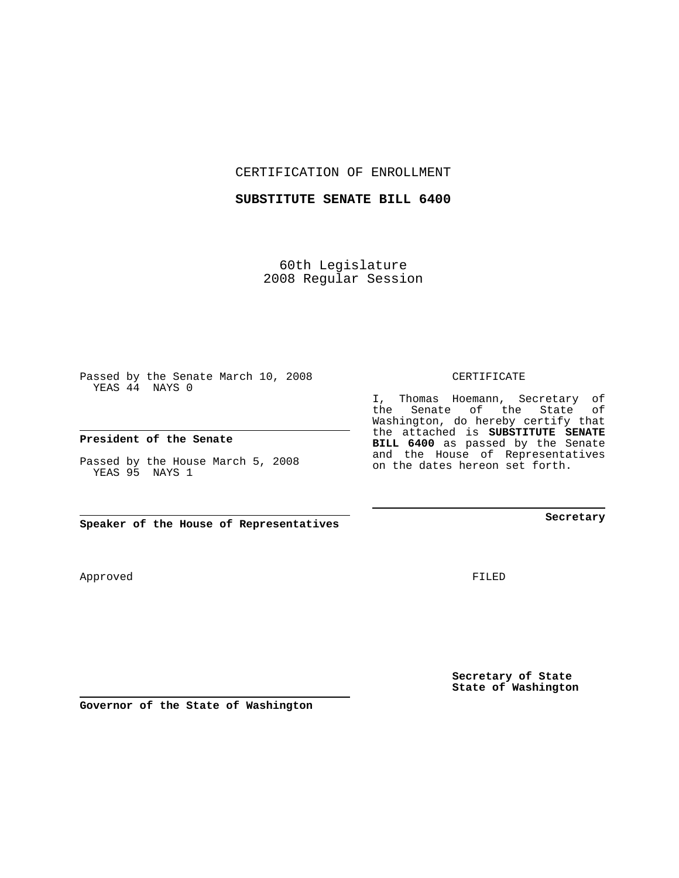CERTIFICATION OF ENROLLMENT

**SUBSTITUTE SENATE BILL 6400**

60th Legislature
2008 Regular Session

Passed by the Senate March 10, 2008
YEAS 44 NAYS 0

**President of the Senate**

Passed by the House March 5, 2008
YEAS 95 NAYS 1

**Speaker of the House of Representatives**

Approved

**Governor of the State of Washington**

CERTIFICATE

I, Thomas Hoemann, Secretary of the Senate of the State of Washington, do hereby certify that the attached is **SUBSTITUTE SENATE BILL 6400** as passed by the Senate and the House of Representatives on the dates hereon set forth.

**Secretary**

FILED

**Secretary of State**
**State of Washington**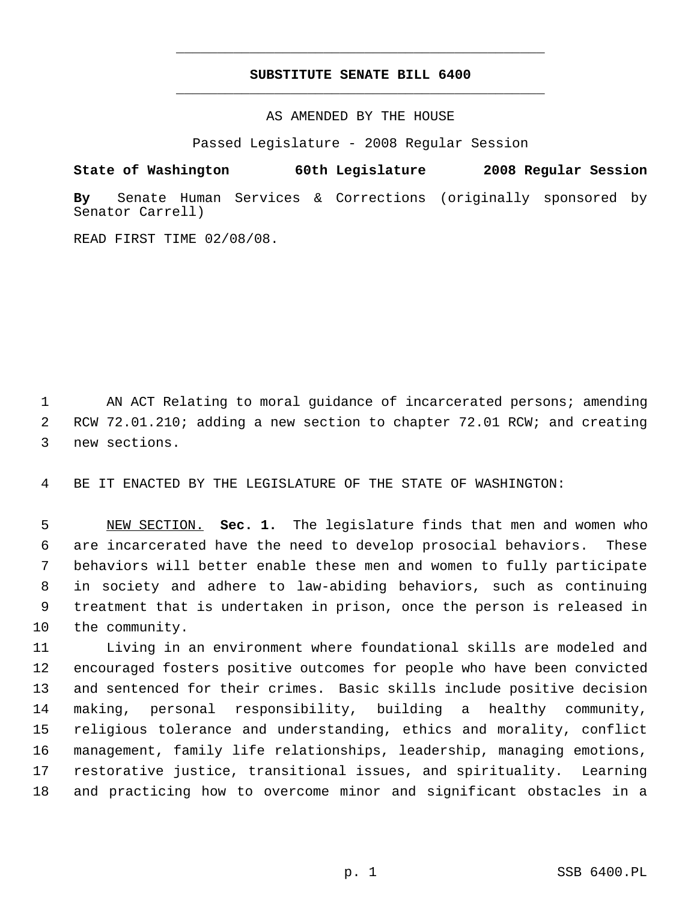**SUBSTITUTE SENATE BILL 6400**

AS AMENDED BY THE HOUSE

Passed Legislature - 2008 Regular Session

**State of Washington 60th Legislature 2008 Regular Session**

**By** Senate Human Services & Corrections (originally sponsored by Senator Carrell)

READ FIRST TIME 02/08/08.

AN ACT Relating to moral guidance of incarcerated persons; amending RCW 72.01.210; adding a new section to chapter 72.01 RCW; and creating new sections.

BE IT ENACTED BY THE LEGISLATURE OF THE STATE OF WASHINGTON:

NEW SECTION. **Sec. 1.** The legislature finds that men and women who are incarcerated have the need to develop prosocial behaviors. These behaviors will better enable these men and women to fully participate in society and adhere to law-abiding behaviors, such as continuing treatment that is undertaken in prison, once the person is released in the community.

Living in an environment where foundational skills are modeled and encouraged fosters positive outcomes for people who have been convicted and sentenced for their crimes. Basic skills include positive decision making, personal responsibility, building a healthy community, religious tolerance and understanding, ethics and morality, conflict management, family life relationships, leadership, managing emotions, restorative justice, transitional issues, and spirituality. Learning and practicing how to overcome minor and significant obstacles in a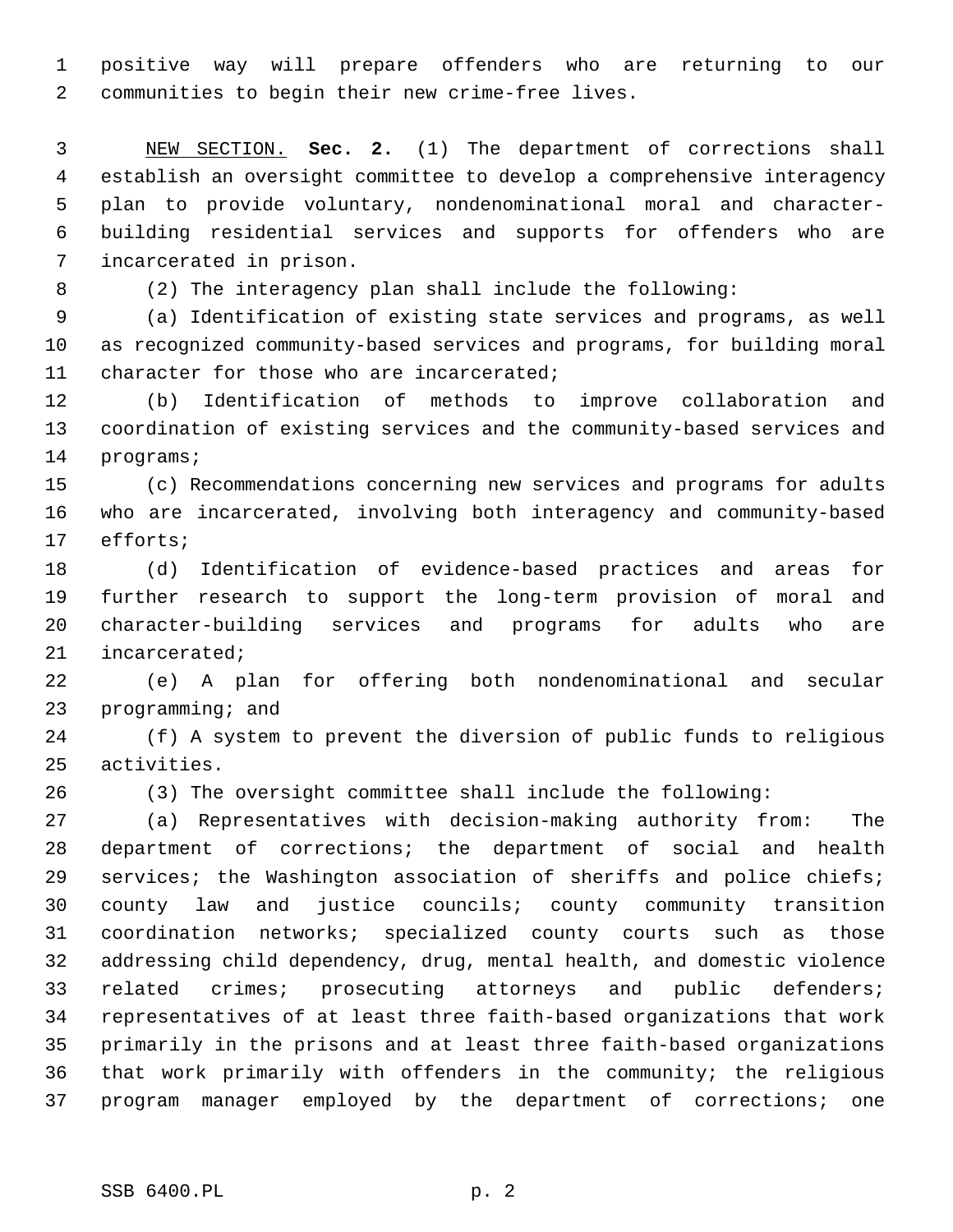positive way will prepare offenders who are returning to our communities to begin their new crime-free lives.

NEW SECTION. **Sec. 2.** (1) The department of corrections shall establish an oversight committee to develop a comprehensive interagency plan to provide voluntary, nondenominational moral and character-building residential services and supports for offenders who are incarcerated in prison.

(2) The interagency plan shall include the following:

(a) Identification of existing state services and programs, as well as recognized community-based services and programs, for building moral character for those who are incarcerated;

(b) Identification of methods to improve collaboration and coordination of existing services and the community-based services and programs;

(c) Recommendations concerning new services and programs for adults who are incarcerated, involving both interagency and community-based efforts;

(d) Identification of evidence-based practices and areas for further research to support the long-term provision of moral and character-building services and programs for adults who are incarcerated;

(e) A plan for offering both nondenominational and secular programming; and

(f) A system to prevent the diversion of public funds to religious activities.

(3) The oversight committee shall include the following:

(a) Representatives with decision-making authority from: The department of corrections; the department of social and health services; the Washington association of sheriffs and police chiefs; county law and justice councils; county community transition coordination networks; specialized county courts such as those addressing child dependency, drug, mental health, and domestic violence related crimes; prosecuting attorneys and public defenders; representatives of at least three faith-based organizations that work primarily in the prisons and at least three faith-based organizations that work primarily with offenders in the community; the religious program manager employed by the department of corrections; one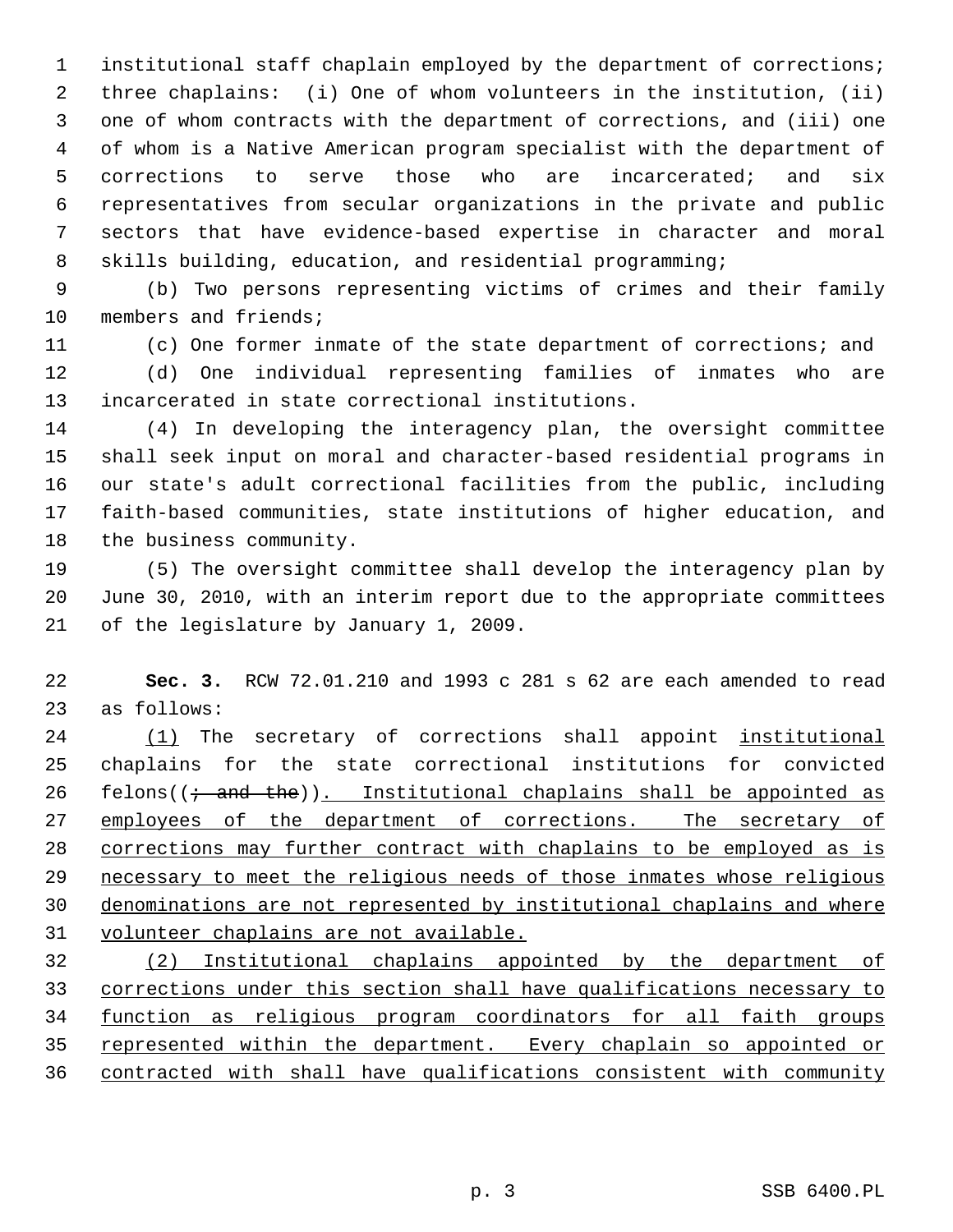institutional staff chaplain employed by the department of corrections; three chaplains: (i) One of whom volunteers in the institution, (ii) one of whom contracts with the department of corrections, and (iii) one of whom is a Native American program specialist with the department of corrections to serve those who are incarcerated; and six representatives from secular organizations in the private and public sectors that have evidence-based expertise in character and moral skills building, education, and residential programming;

(b) Two persons representing victims of crimes and their family members and friends;

(c) One former inmate of the state department of corrections; and

(d) One individual representing families of inmates who are incarcerated in state correctional institutions.

(4) In developing the interagency plan, the oversight committee shall seek input on moral and character-based residential programs in our state's adult correctional facilities from the public, including faith-based communities, state institutions of higher education, and the business community.

(5) The oversight committee shall develop the interagency plan by June 30, 2010, with an interim report due to the appropriate committees of the legislature by January 1, 2009.

**Sec. 3.** RCW 72.01.210 and 1993 c 281 s 62 are each amended to read as follows:

(1) The secretary of corrections shall appoint institutional chaplains for the state correctional institutions for convicted felons((~~; and the~~)). Institutional chaplains shall be appointed as employees of the department of corrections. The secretary of corrections may further contract with chaplains to be employed as is necessary to meet the religious needs of those inmates whose religious denominations are not represented by institutional chaplains and where volunteer chaplains are not available.

(2) Institutional chaplains appointed by the department of corrections under this section shall have qualifications necessary to function as religious program coordinators for all faith groups represented within the department. Every chaplain so appointed or contracted with shall have qualifications consistent with community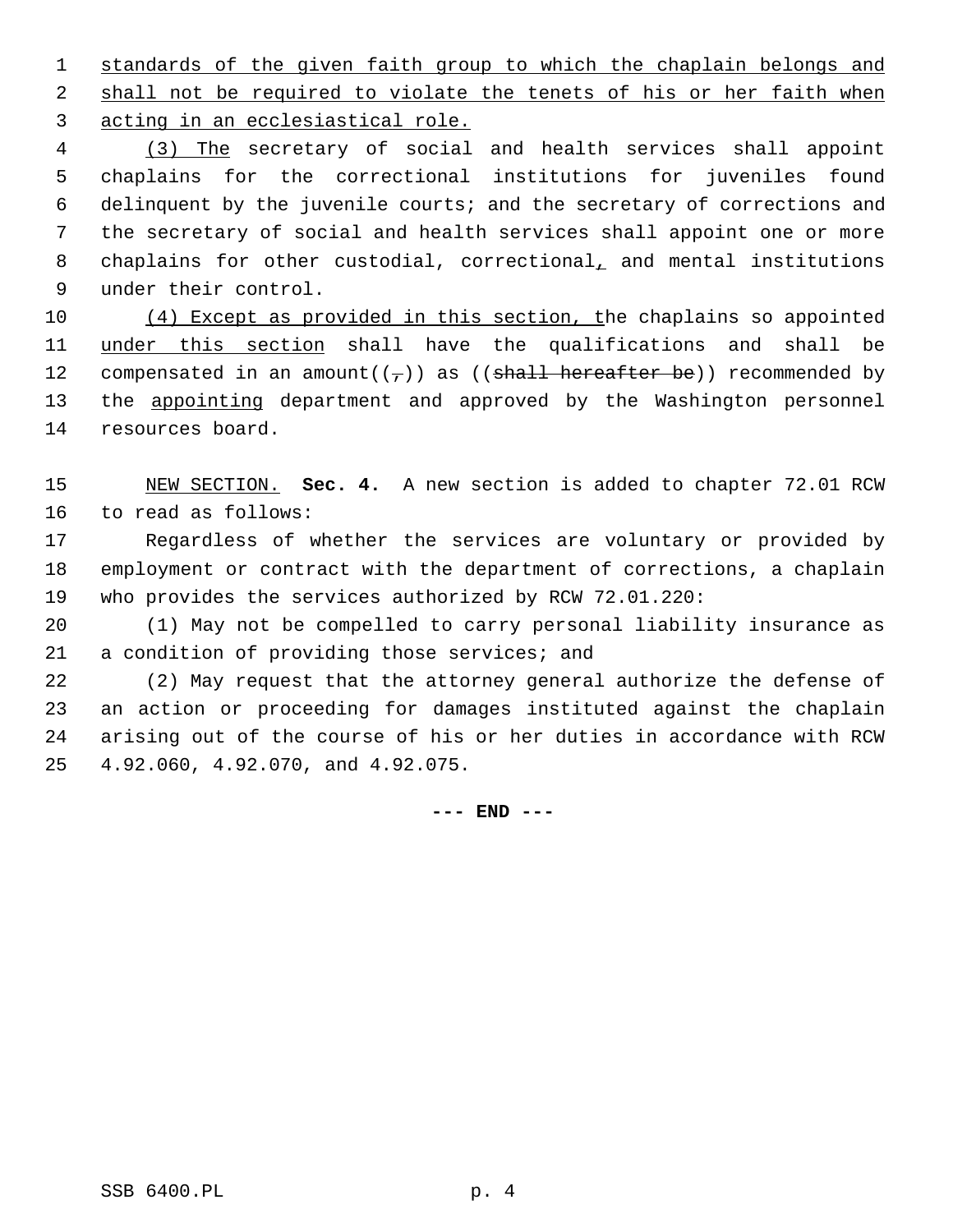standards of the given faith group to which the chaplain belongs and shall not be required to violate the tenets of his or her faith when acting in an ecclesiastical role.

(3) The secretary of social and health services shall appoint chaplains for the correctional institutions for juveniles found delinquent by the juvenile courts; and the secretary of corrections and the secretary of social and health services shall appoint one or more chaplains for other custodial, correctional, and mental institutions under their control.

(4) Except as provided in this section, the chaplains so appointed under this section shall have the qualifications and shall be compensated in an amount((,)) as ((shall hereafter be)) recommended by the appointing department and approved by the Washington personnel resources board.

NEW SECTION. **Sec. 4.** A new section is added to chapter 72.01 RCW to read as follows:

Regardless of whether the services are voluntary or provided by employment or contract with the department of corrections, a chaplain who provides the services authorized by RCW 72.01.220:

(1) May not be compelled to carry personal liability insurance as a condition of providing those services; and

(2) May request that the attorney general authorize the defense of an action or proceeding for damages instituted against the chaplain arising out of the course of his or her duties in accordance with RCW 4.92.060, 4.92.070, and 4.92.075.

**--- END ---**